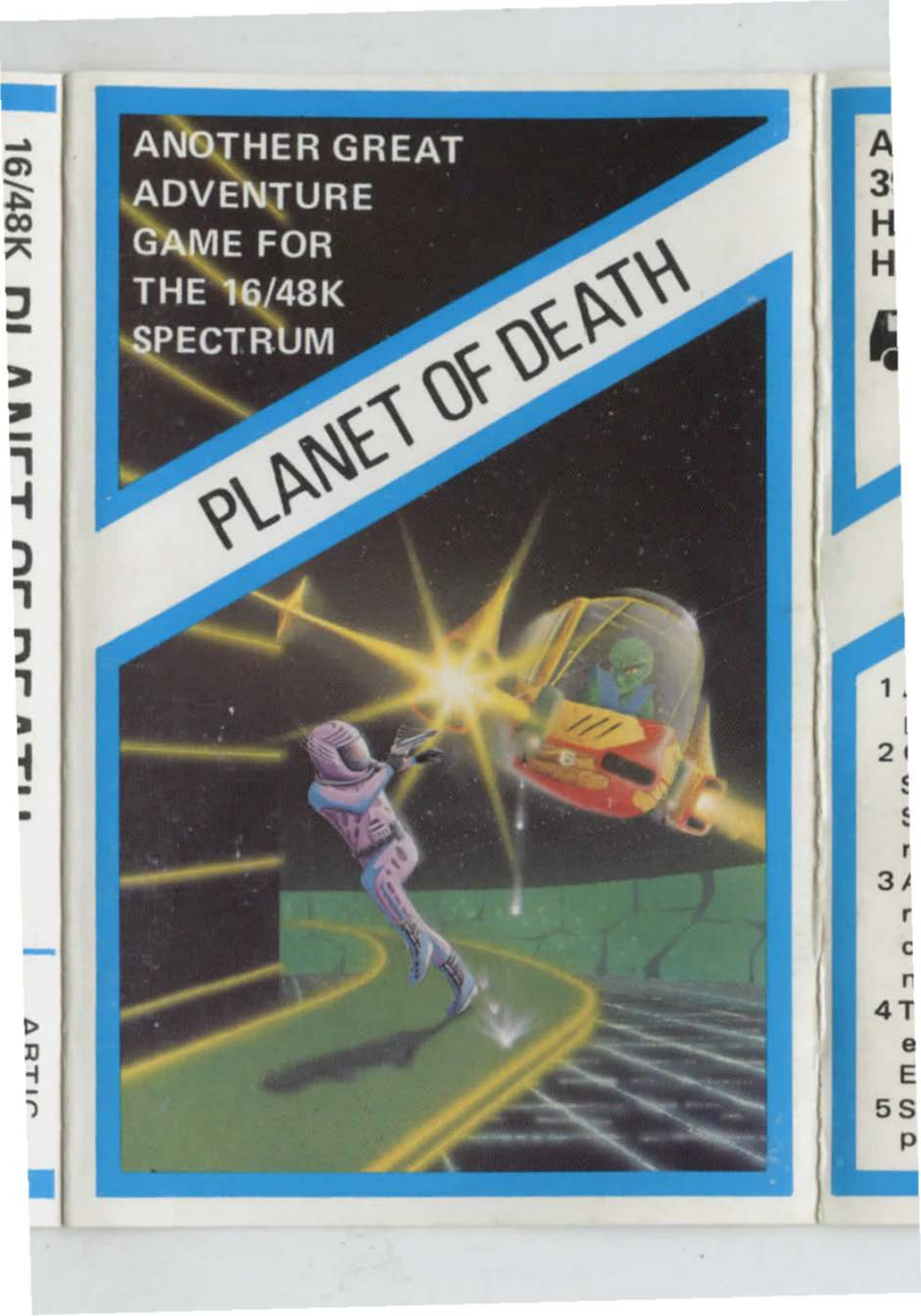ANOTHER GREAT ADVENTURE GAME FOR THE 16/48K SPECTRUM

# PLANET OF DEATH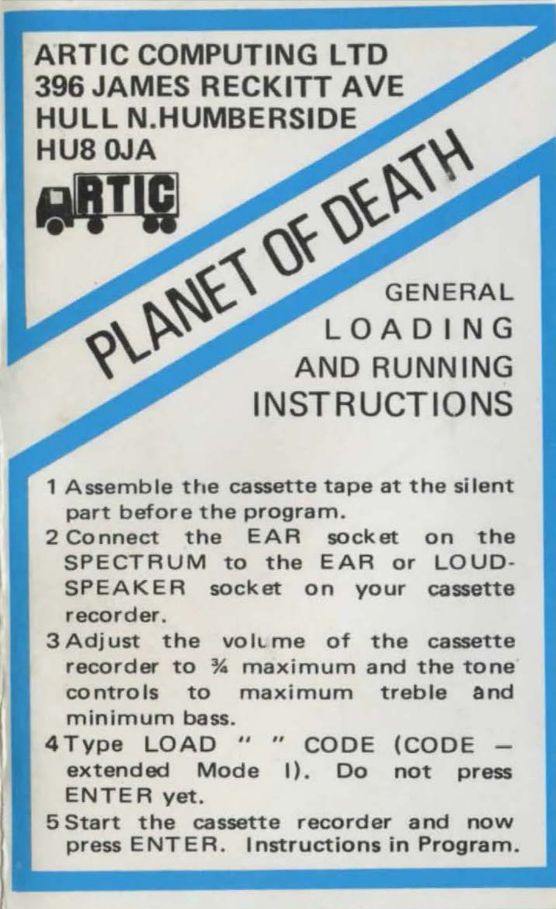ARTIC COMPUTING LTD
396 JAMES RECKITT AVE
HULL N.HUMBERSIDE
HU8 0JA

ARTIC

# PLANET OF DEATH

## GENERAL LOADING AND RUNNING INSTRUCTIONS

1. Assemble the cassette tape at the silent part before the program.
2. Connect the EAR socket on the SPECTRUM to the EAR or LOUD-SPEAKER socket on your cassette recorder.
3. Adjust the volume of the cassette recorder to ¾ maximum and the tone controls to maximum treble and minimum bass.
4. Type LOAD " " CODE (CODE – extended Mode I). Do not press ENTER yet.
5. Start the cassette recorder and now press ENTER. Instructions in Program.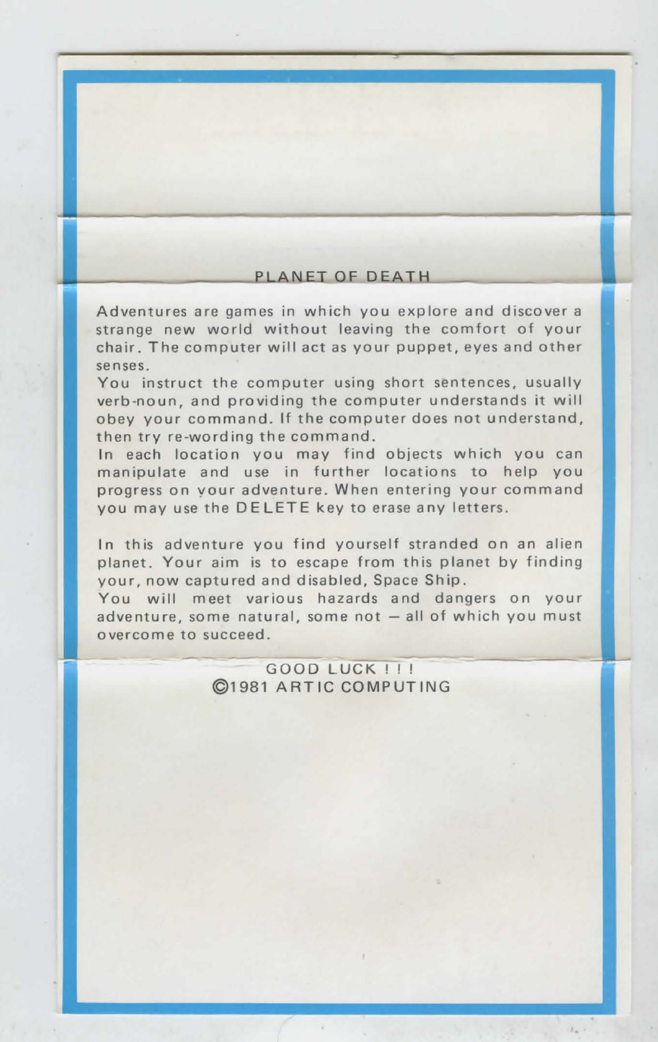# PLANET OF DEATH

Adventures are games in which you explore and discover a strange new world without leaving the comfort of your chair. The computer will act as your puppet, eyes and other senses.

You instruct the computer using short sentences, usually verb-noun, and providing the computer understands it will obey your command. If the computer does not understand, then try re-wording the command.

In each location you may find objects which you can manipulate and use in further locations to help you progress on your adventure. When entering your command you may use the DELETE key to erase any letters.

In this adventure you find yourself stranded on an alien planet. Your aim is to escape from this planet by finding your, now captured and disabled, Space Ship.

You will meet various hazards and dangers on your adventure, some natural, some not – all of which you must overcome to succeed.

GOOD LUCK ! ! !

©1981 ARTIC COMPUTING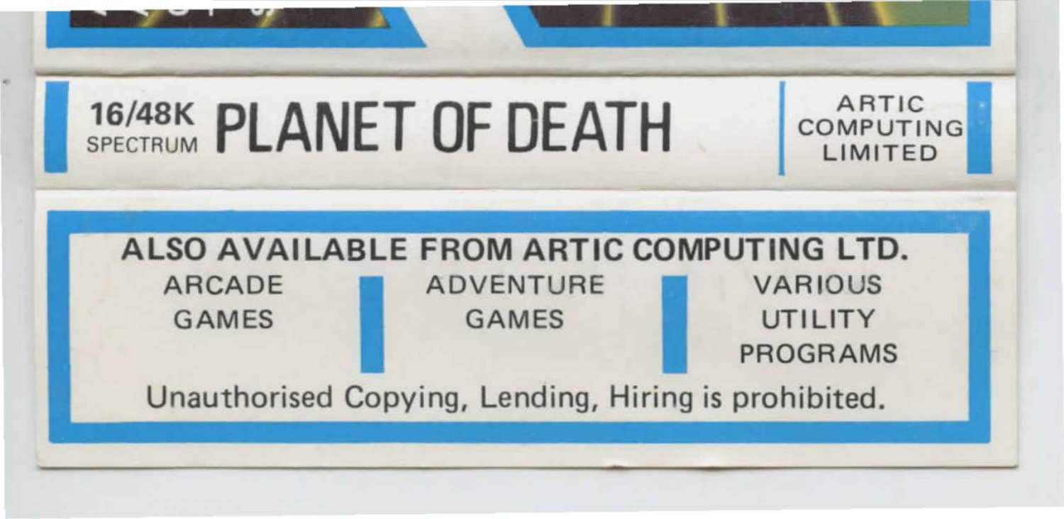16/48K SPECTRUM **PLANET OF DEATH**

ARTIC COMPUTING LIMITED

**ALSO AVAILABLE FROM ARTIC COMPUTING LTD.**

| | | |
|---|---|---|
| ARCADE GAMES | ADVENTURE GAMES | VARIOUS UTILITY PROGRAMS |

Unauthorised Copying, Lending, Hiring is prohibited.